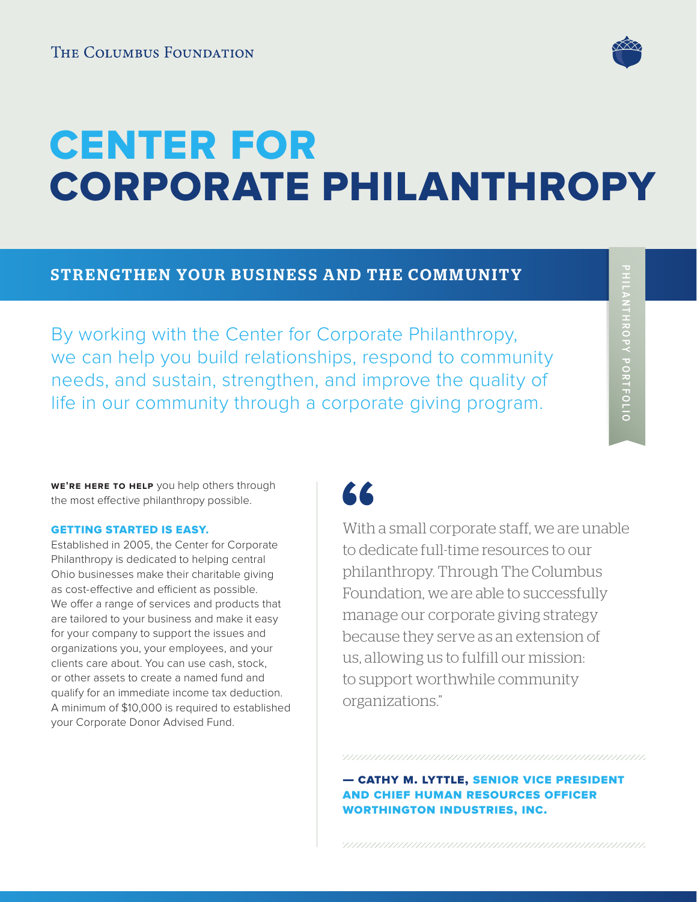The Columbus Foundation

# CENTER FOR CORPORATE PHILANTHROPY

## STRENGTHEN YOUR BUSINESS AND THE COMMUNITY

PHILANTHROPY PORTFOLIO

By working with the Center for Corporate Philanthropy, we can help you build relationships, respond to community needs, and sustain, strengthen, and improve the quality of life in our community through a corporate giving program.

**WE'RE HERE TO HELP** you help others through the most effective philanthropy possible.

### GETTING STARTED IS EASY.

Established in 2005, the Center for Corporate Philanthropy is dedicated to helping central Ohio businesses make their charitable giving as cost-effective and efficient as possible. We offer a range of services and products that are tailored to your business and make it easy for your company to support the issues and organizations you, your employees, and your clients care about. You can use cash, stock, or other assets to create a named fund and qualify for an immediate income tax deduction. A minimum of $10,000 is required to established your Corporate Donor Advised Fund.

> "With a small corporate staff, we are unable to dedicate full-time resources to our philanthropy. Through The Columbus Foundation, we are able to successfully manage our corporate giving strategy because they serve as an extension of us, allowing us to fulfill our mission: to support worthwhile community organizations."
>
> **— CATHY M. LYTTLE, SENIOR VICE PRESIDENT AND CHIEF HUMAN RESOURCES OFFICER WORTHINGTON INDUSTRIES, INC.**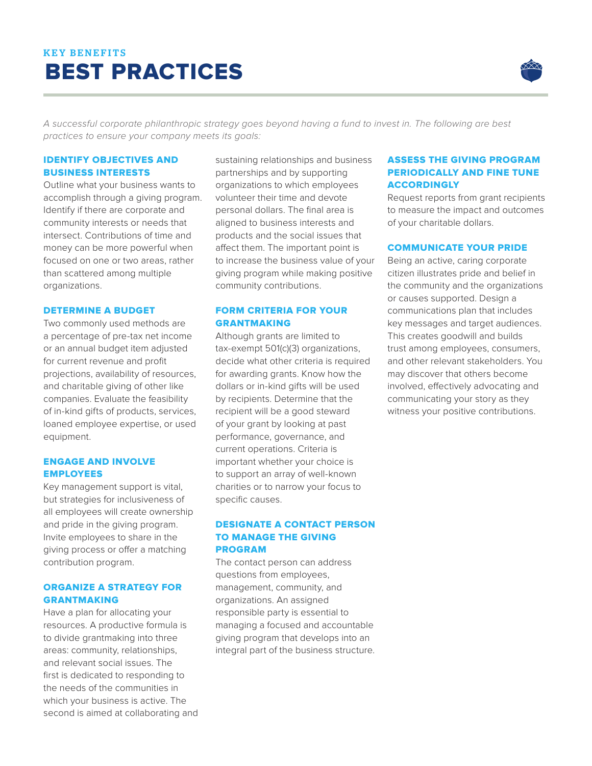### KEY BENEFITS

# BEST PRACTICES

*A successful corporate philanthropic strategy goes beyond having a fund to invest in. The following are best practices to ensure your company meets its goals:*

#### IDENTIFY OBJECTIVES AND BUSINESS INTERESTS

Outline what your business wants to accomplish through a giving program. Identify if there are corporate and community interests or needs that intersect. Contributions of time and money can be more powerful when focused on one or two areas, rather than scattered among multiple organizations.

#### DETERMINE A BUDGET

Two commonly used methods are a percentage of pre-tax net income or an annual budget item adjusted for current revenue and profit projections, availability of resources, and charitable giving of other like companies. Evaluate the feasibility of in-kind gifts of products, services, loaned employee expertise, or used equipment.

#### ENGAGE AND INVOLVE EMPLOYEES

Key management support is vital, but strategies for inclusiveness of all employees will create ownership and pride in the giving program. Invite employees to share in the giving process or offer a matching contribution program.

#### ORGANIZE A STRATEGY FOR GRANTMAKING

Have a plan for allocating your resources. A productive formula is to divide grantmaking into three areas: community, relationships, and relevant social issues. The first is dedicated to responding to the needs of the communities in which your business is active. The second is aimed at collaborating and sustaining relationships and business partnerships and by supporting organizations to which employees volunteer their time and devote personal dollars. The final area is aligned to business interests and products and the social issues that affect them. The important point is to increase the business value of your giving program while making positive community contributions.

#### FORM CRITERIA FOR YOUR GRANTMAKING

Although grants are limited to tax-exempt 501(c)(3) organizations, decide what other criteria is required for awarding grants. Know how the dollars or in-kind gifts will be used by recipients. Determine that the recipient will be a good steward of your grant by looking at past performance, governance, and current operations. Criteria is important whether your choice is to support an array of well-known charities or to narrow your focus to specific causes.

#### DESIGNATE A CONTACT PERSON TO MANAGE THE GIVING PROGRAM

The contact person can address questions from employees, management, community, and organizations. An assigned responsible party is essential to managing a focused and accountable giving program that develops into an integral part of the business structure.

#### ASSESS THE GIVING PROGRAM PERIODICALLY AND FINE TUNE ACCORDINGLY

Request reports from grant recipients to measure the impact and outcomes of your charitable dollars.

#### COMMUNICATE YOUR PRIDE

Being an active, caring corporate citizen illustrates pride and belief in the community and the organizations or causes supported. Design a communications plan that includes key messages and target audiences. This creates goodwill and builds trust among employees, consumers, and other relevant stakeholders. You may discover that others become involved, effectively advocating and communicating your story as they witness your positive contributions.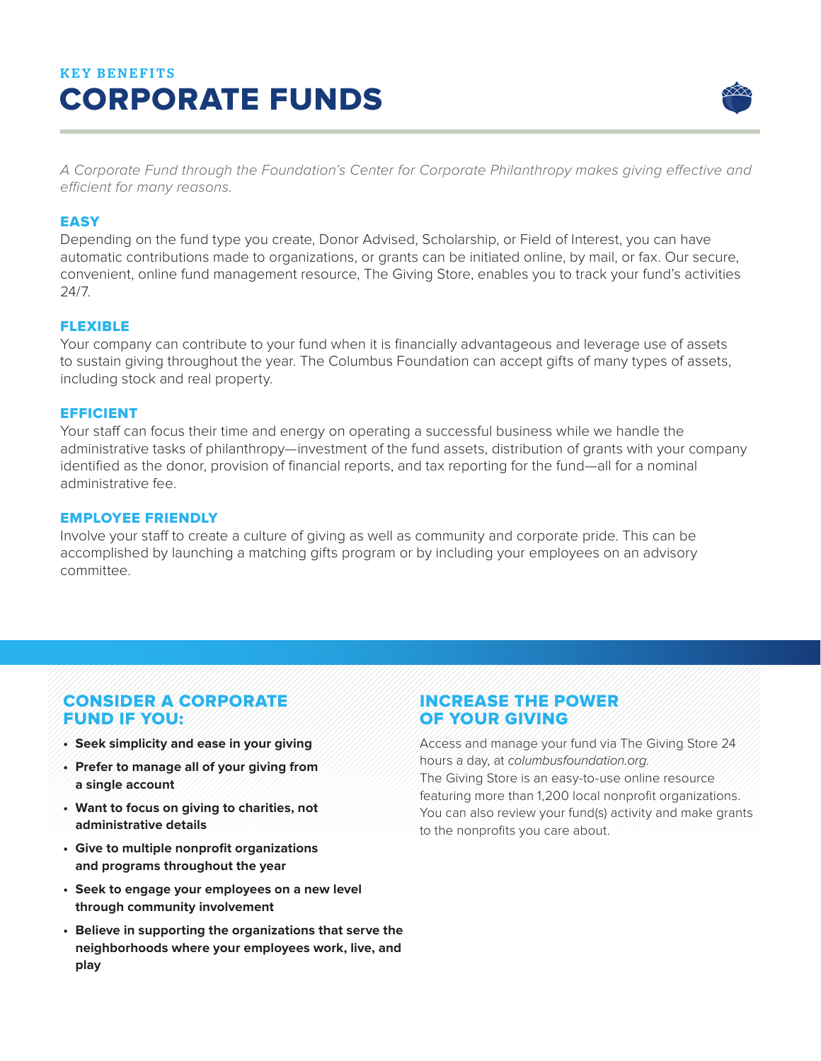### KEY BENEFITS

# CORPORATE FUNDS

*A Corporate Fund through the Foundation's Center for Corporate Philanthropy makes giving effective and efficient for many reasons.*

## EASY

Depending on the fund type you create, Donor Advised, Scholarship, or Field of Interest, you can have automatic contributions made to organizations, or grants can be initiated online, by mail, or fax. Our secure, convenient, online fund management resource, The Giving Store, enables you to track your fund's activities 24/7.

## FLEXIBLE

Your company can contribute to your fund when it is financially advantageous and leverage use of assets to sustain giving throughout the year. The Columbus Foundation can accept gifts of many types of assets, including stock and real property.

## EFFICIENT

Your staff can focus their time and energy on operating a successful business while we handle the administrative tasks of philanthropy—investment of the fund assets, distribution of grants with your company identified as the donor, provision of financial reports, and tax reporting for the fund—all for a nominal administrative fee.

## EMPLOYEE FRIENDLY

Involve your staff to create a culture of giving as well as community and corporate pride. This can be accomplished by launching a matching gifts program or by including your employees on an advisory committee.

## CONSIDER A CORPORATE FUND IF YOU:

- **Seek simplicity and ease in your giving**
- **Prefer to manage all of your giving from a single account**
- **Want to focus on giving to charities, not administrative details**
- **Give to multiple nonprofit organizations and programs throughout the year**
- **Seek to engage your employees on a new level through community involvement**
- **Believe in supporting the organizations that serve the neighborhoods where your employees work, live, and play**

## INCREASE THE POWER OF YOUR GIVING

Access and manage your fund via The Giving Store 24 hours a day, at *columbusfoundation.org*.
The Giving Store is an easy-to-use online resource featuring more than 1,200 local nonprofit organizations. You can also review your fund(s) activity and make grants to the nonprofits you care about.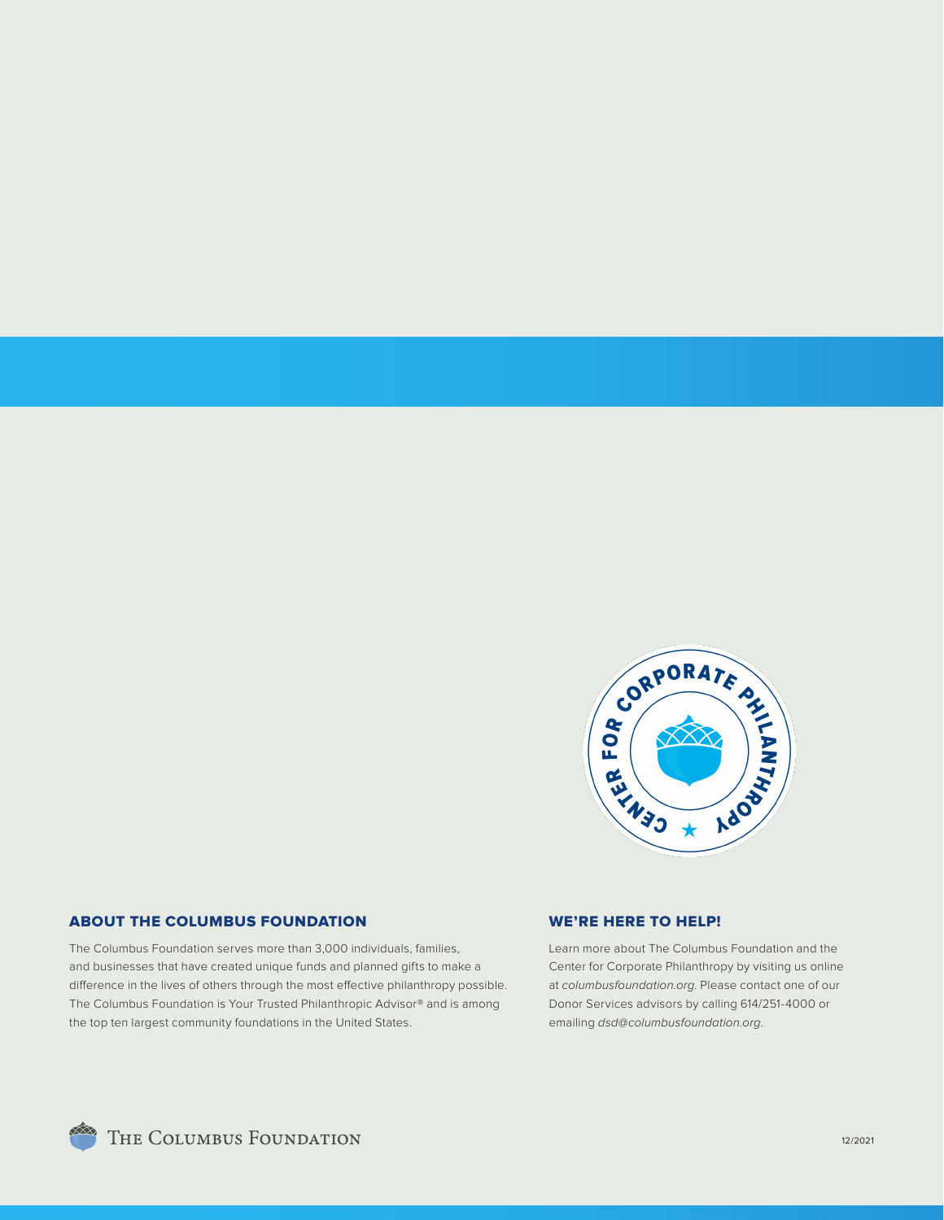CENTER FOR CORPORATE PHILANTHROPY

## ABOUT THE COLUMBUS FOUNDATION

The Columbus Foundation serves more than 3,000 individuals, families, and businesses that have created unique funds and planned gifts to make a difference in the lives of others through the most effective philanthropy possible. The Columbus Foundation is Your Trusted Philanthropic Advisor® and is among the top ten largest community foundations in the United States.

## WE'RE HERE TO HELP!

Learn more about The Columbus Foundation and the Center for Corporate Philanthropy by visiting us online at *columbusfoundation.org*. Please contact one of our Donor Services advisors by calling 614/251-4000 or emailing *dsd@columbusfoundation.org*.

THE COLUMBUS FOUNDATION

12/2021